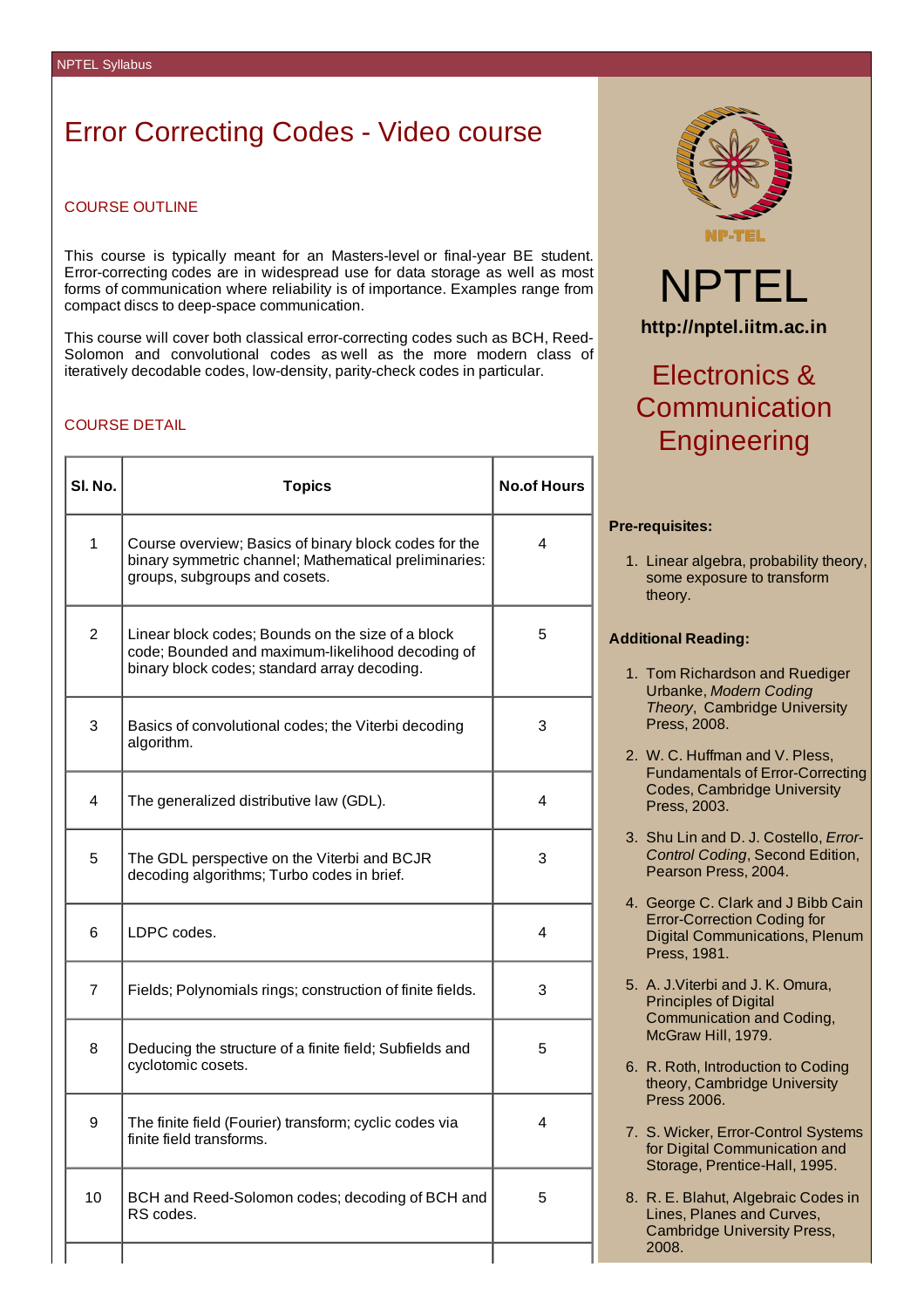# Error Correcting Codes - Video course

## COURSE OUTLINE

This course is typically meant for an Masters-level or final-year BE student. Error-correcting codes are in widespread use for data storage as well as most forms of communication where reliability is of importance. Examples range from compact discs to deep-space communication.

This course will cover both classical error-correcting codes such as BCH, Reed-Solomon and convolutional codes as well as the more modern class of iteratively decodable codes, low-density, parity-check codes in particular.

## COURSE DETAIL

| Sl. No. | Topics | No.of Hours |
|---|---|---|
| 1 | Course overview; Basics of binary block codes for the binary symmetric channel; Mathematical preliminaries: groups, subgroups and cosets. | 4 |
| 2 | Linear block codes; Bounds on the size of a block code; Bounded and maximum-likelihood decoding of binary block codes; standard array decoding. | 5 |
| 3 | Basics of convolutional codes; the Viterbi decoding algorithm. | 3 |
| 4 | The generalized distributive law (GDL). | 4 |
| 5 | The GDL perspective on the Viterbi and BCJR decoding algorithms; Turbo codes in brief. | 3 |
| 6 | LDPC codes. | 4 |
| 7 | Fields; Polynomials rings; construction of finite fields. | 3 |
| 8 | Deducing the structure of a finite field; Subfields and cyclotomic cosets. | 5 |
| 9 | The finite field (Fourier) transform; cyclic codes via finite field transforms. | 4 |
| 10 | BCH and Reed-Solomon codes; decoding of BCH and RS codes. | 5 |

NPTEL

**http://nptel.iitm.ac.in**

## Electronics & Communication Engineering

**Pre-requisites:**

1. Linear algebra, probability theory, some exposure to transform theory.

**Additional Reading:**

1. Tom Richardson and Ruediger Urbanke, *Modern Coding Theory*, Cambridge University Press, 2008.
2. W. C. Huffman and V. Pless, Fundamentals of Error-Correcting Codes, Cambridge University Press, 2003.
3. Shu Lin and D. J. Costello, *Error-Control Coding*, Second Edition, Pearson Press, 2004.
4. George C. Clark and J Bibb Cain Error-Correction Coding for Digital Communications, Plenum Press, 1981.
5. A. J.Viterbi and J. K. Omura, Principles of Digital Communication and Coding, McGraw Hill, 1979.
6. R. Roth, Introduction to Coding theory, Cambridge University Press 2006.
7. S. Wicker, Error-Control Systems for Digital Communication and Storage, Prentice-Hall, 1995.
8. R. E. Blahut, Algebraic Codes in Lines, Planes and Curves, Cambridge University Press, 2008.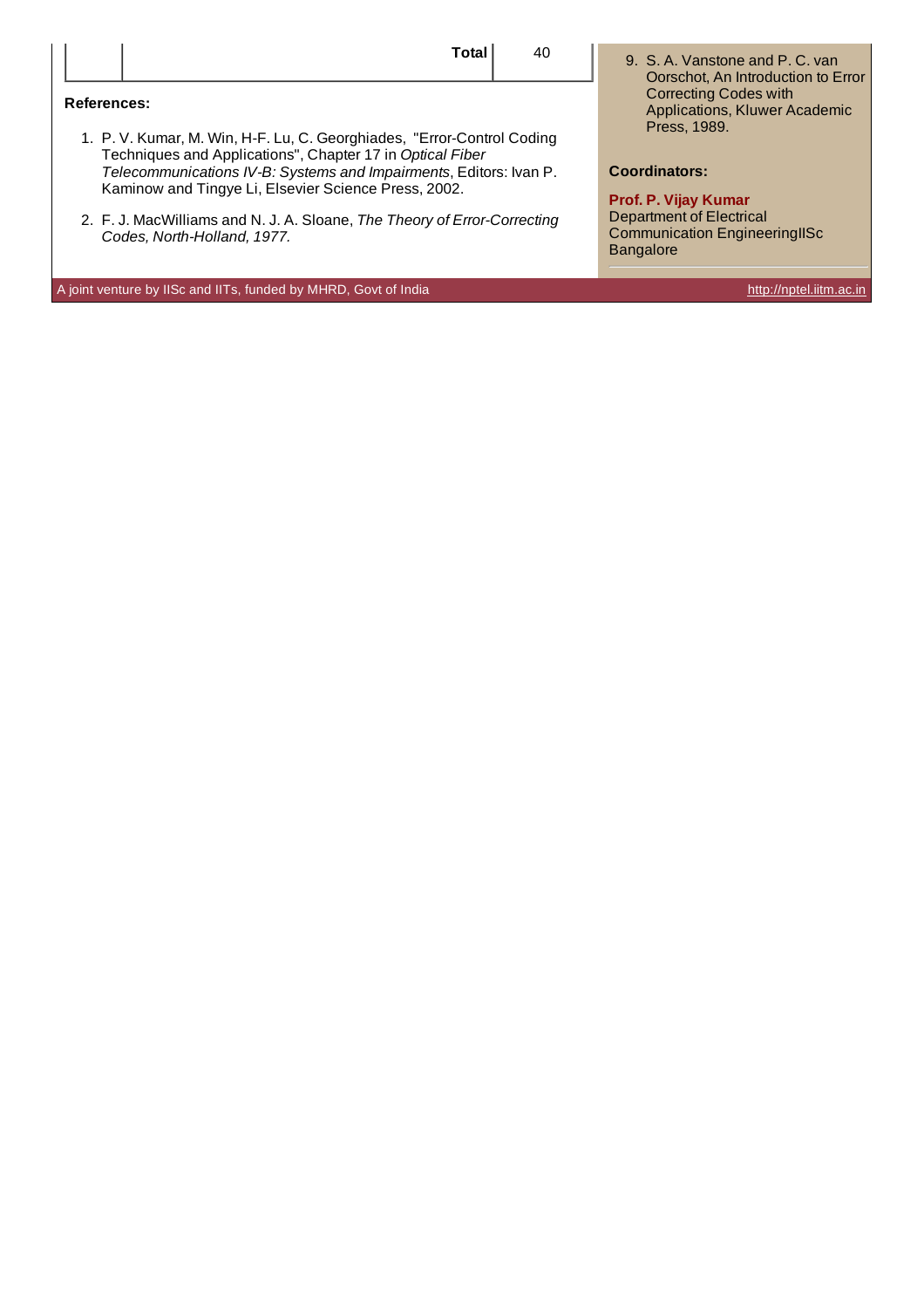| | | | |
|---|---|---|---|
| | | **Total** | 40 |

**References:**

1. P. V. Kumar, M. Win, H-F. Lu, C. Georghiades, "Error-Control Coding Techniques and Applications", Chapter 17 in *Optical Fiber Telecommunications IV-B: Systems and Impairments*, Editors: Ivan P. Kaminow and Tingye Li, Elsevier Science Press, 2002.

2. F. J. MacWilliams and N. J. A. Sloane, *The Theory of Error-Correcting Codes, North-Holland, 1977.*

9. S. A. Vanstone and P. C. van Oorschot, An Introduction to Error Correcting Codes with Applications, Kluwer Academic Press, 1989.

**Coordinators:**

**Prof. P. Vijay Kumar**
Department of Electrical Communication EngineeringIISc Bangalore

A joint venture by IISc and IITs, funded by MHRD, Govt of India http://nptel.iitm.ac.in